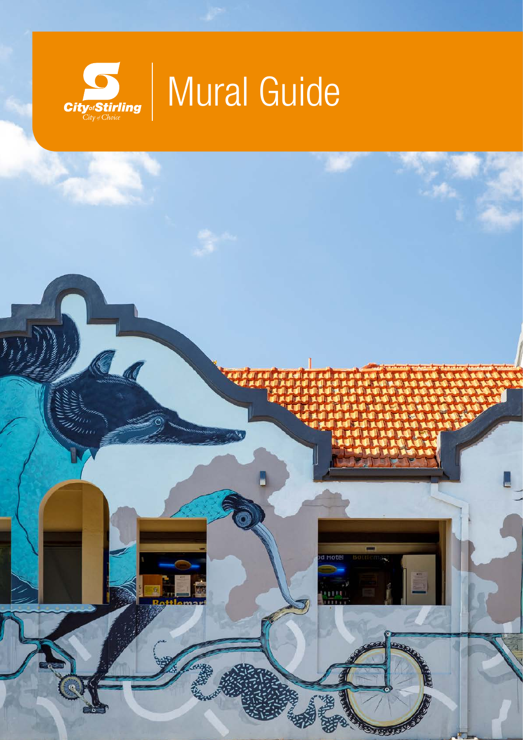City of Stirling
City of Choice

# Mural Guide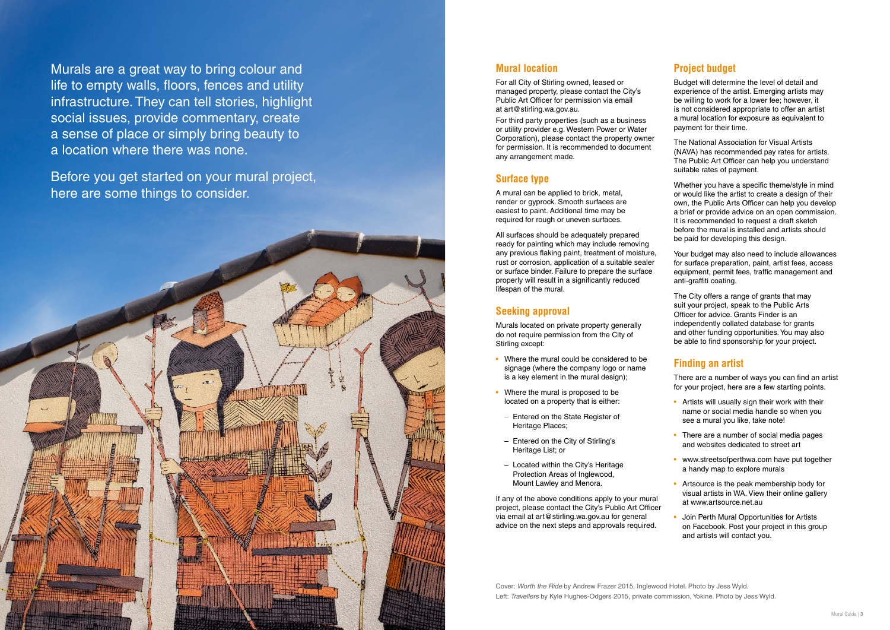Murals are a great way to bring colour and life to empty walls, floors, fences and utility infrastructure. They can tell stories, highlight social issues, provide commentary, create a sense of place or simply bring beauty to a location where there was none.

Before you get started on your mural project, here are some things to consider.

## Mural location

For all City of Stirling owned, leased or managed property, please contact the City's Public Art Officer for permission via email at art@stirling.wa.gov.au.

For third party properties (such as a business or utility provider e.g. Western Power or Water Corporation), please contact the property owner for permission. It is recommended to document any arrangement made.

## Surface type

A mural can be applied to brick, metal, render or gyprock. Smooth surfaces are easiest to paint. Additional time may be required for rough or uneven surfaces.

All surfaces should be adequately prepared ready for painting which may include removing any previous flaking paint, treatment of moisture, rust or corrosion, application of a suitable sealer or surface binder. Failure to prepare the surface properly will result in a significantly reduced lifespan of the mural.

## Seeking approval

Murals located on private property generally do not require permission from the City of Stirling except:

- Where the mural could be considered to be signage (where the company logo or name is a key element in the mural design);
- Where the mural is proposed to be located on a property that is either:
  - Entered on the State Register of Heritage Places;
  - Entered on the City of Stirling's Heritage List; or
  - Located within the City's Heritage Protection Areas of Inglewood, Mount Lawley and Menora.

If any of the above conditions apply to your mural project, please contact the City's Public Art Officer via email at art@stirling.wa.gov.au for general advice on the next steps and approvals required.

## Project budget

Budget will determine the level of detail and experience of the artist. Emerging artists may be willing to work for a lower fee; however, it is not considered appropriate to offer an artist a mural location for exposure as equivalent to payment for their time.

The National Association for Visual Artists (NAVA) has recommended pay rates for artists. The Public Art Officer can help you understand suitable rates of payment.

Whether you have a specific theme/style in mind or would like the artist to create a design of their own, the Public Arts Officer can help you develop a brief or provide advice on an open commission. It is recommended to request a draft sketch before the mural is installed and artists should be paid for developing this design.

Your budget may also need to include allowances for surface preparation, paint, artist fees, access equipment, permit fees, traffic management and anti-graffiti coating.

The City offers a range of grants that may suit your project, speak to the Public Arts Officer for advice. Grants Finder is an independently collated database for grants and other funding opportunities. You may also be able to find sponsorship for your project.

## Finding an artist

There are a number of ways you can find an artist for your project, here are a few starting points.

- Artists will usually sign their work with their name or social media handle so when you see a mural you like, take note!
- There are a number of social media pages and websites dedicated to street art
- www.streetsofperthwa.com have put together a handy map to explore murals
- Artsource is the peak membership body for visual artists in WA. View their online gallery at www.artsource.net.au
- Join Perth Mural Opportunities for Artists on Facebook. Post your project in this group and artists will contact you.

Cover: *Worth the Ride* by Andrew Frazer 2015, Inglewood Hotel. Photo by Jess Wyld.
Left: *Travellers* by Kyle Hughes-Odgers 2015, private commission, Yokine. Photo by Jess Wyld.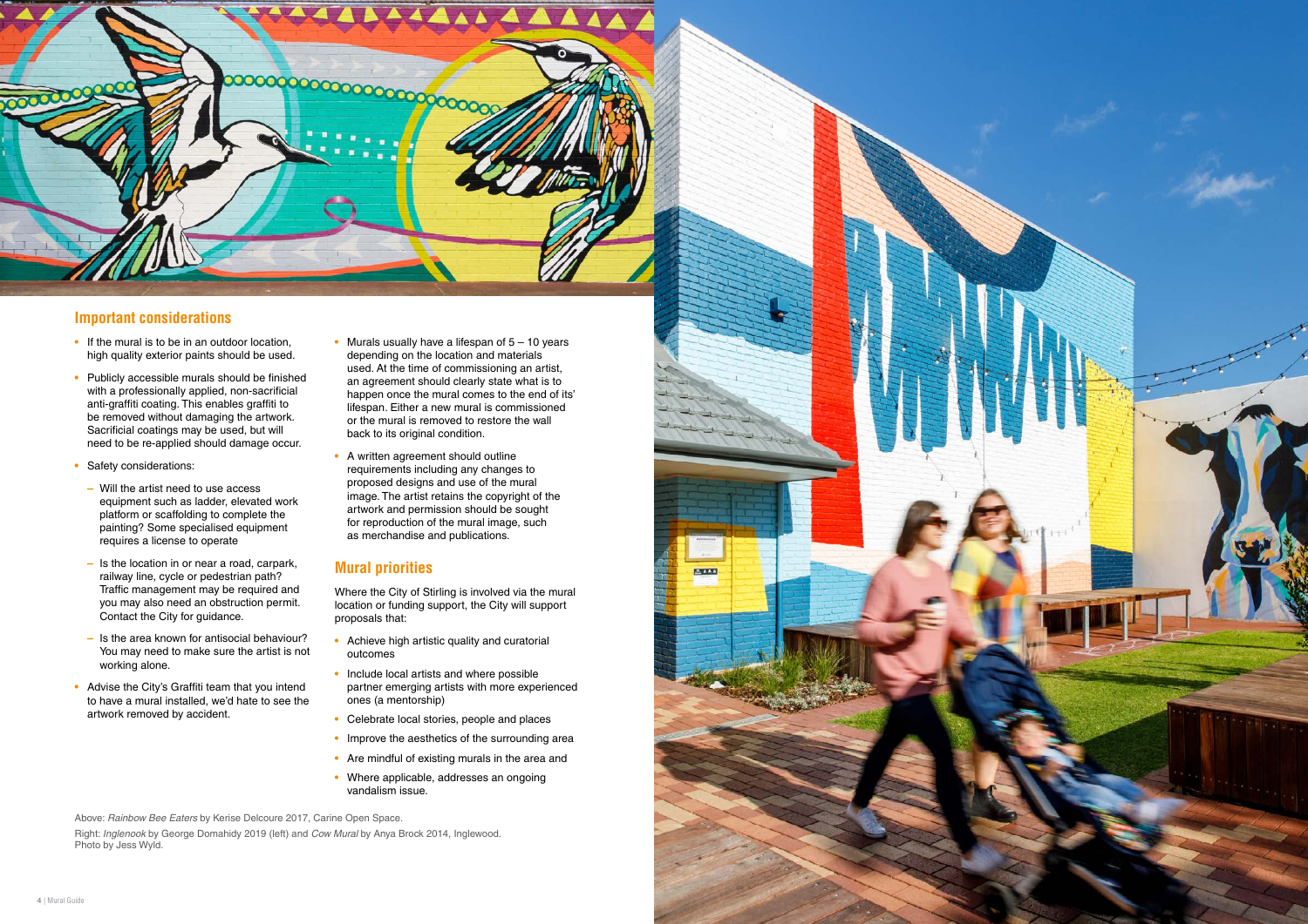## Important considerations

- If the mural is to be in an outdoor location, high quality exterior paints should be used.
- Publicly accessible murals should be finished with a professionally applied, non-sacrificial anti-graffiti coating. This enables graffiti to be removed without damaging the artwork. Sacrificial coatings may be used, but will need to be re-applied should damage occur.
- Safety considerations:
  - Will the artist need to use access equipment such as ladder, elevated work platform or scaffolding to complete the painting? Some specialised equipment requires a license to operate
  - Is the location in or near a road, carpark, railway line, cycle or pedestrian path? Traffic management may be required and you may also need an obstruction permit. Contact the City for guidance.
  - Is the area known for antisocial behaviour? You may need to make sure the artist is not working alone.
- Advise the City's Graffiti team that you intend to have a mural installed, we'd hate to see the artwork removed by accident.
- Murals usually have a lifespan of 5 – 10 years depending on the location and materials used. At the time of commissioning an artist, an agreement should clearly state what is to happen once the mural comes to the end of its' lifespan. Either a new mural is commissioned or the mural is removed to restore the wall back to its original condition.
- A written agreement should outline requirements including any changes to proposed designs and use of the mural image. The artist retains the copyright of the artwork and permission should be sought for reproduction of the mural image, such as merchandise and publications.

## Mural priorities

Where the City of Stirling is involved via the mural location or funding support, the City will support proposals that:

- Achieve high artistic quality and curatorial outcomes
- Include local artists and where possible partner emerging artists with more experienced ones (a mentorship)
- Celebrate local stories, people and places
- Improve the aesthetics of the surrounding area
- Are mindful of existing murals in the area and
- Where applicable, addresses an ongoing vandalism issue.

Above: *Rainbow Bee Eaters* by Kerise Delcoure 2017, Carine Open Space.

Right: *Inglenook* by George Domahidy 2019 (left) and *Cow Mural* by Anya Brock 2014, Inglewood. Photo by Jess Wyld.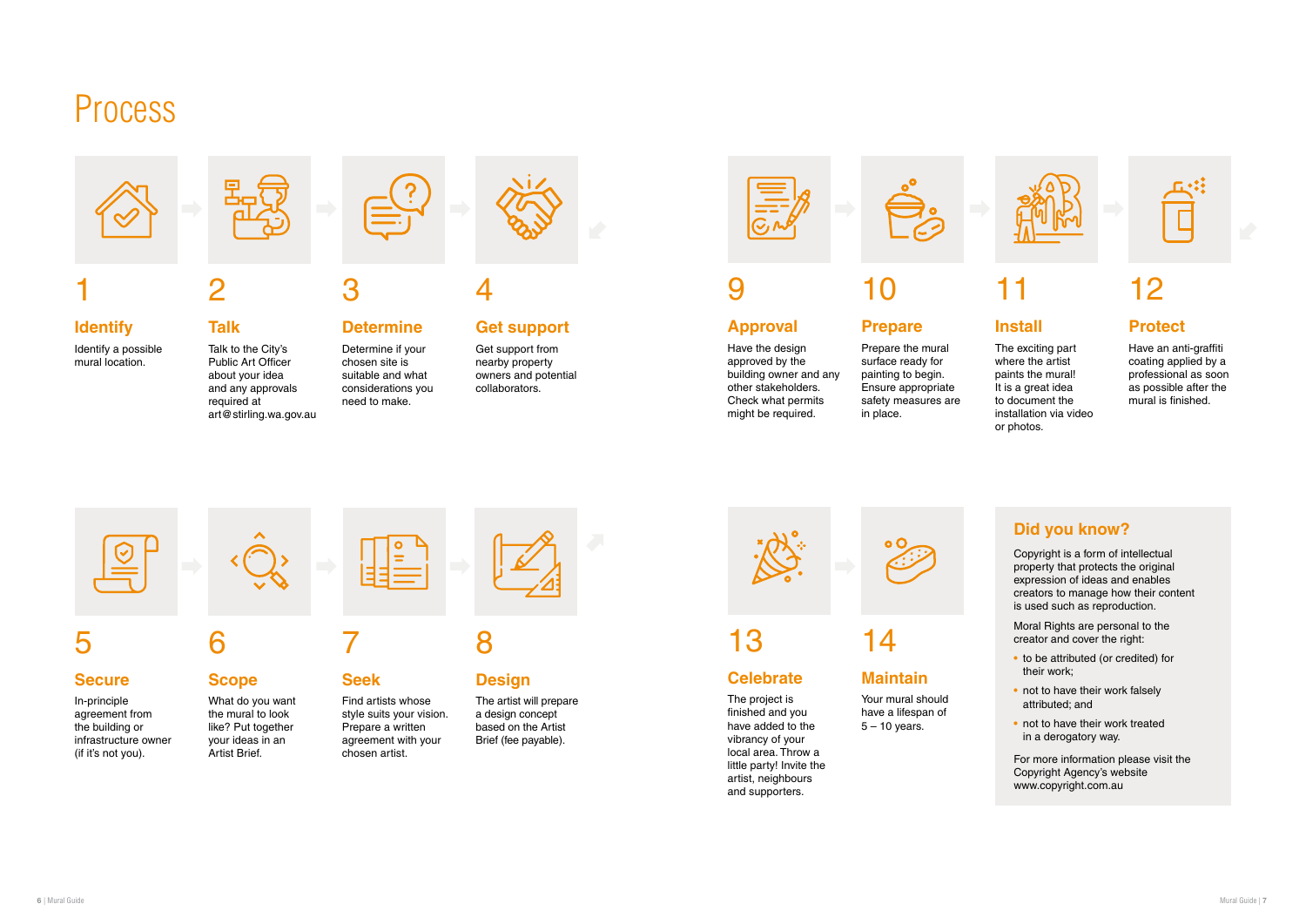# Process

## 1

### Identify

Identify a possible mural location.

## 2

### Talk

Talk to the City's Public Art Officer about your idea and any approvals required at art@stirling.wa.gov.au

## 3

### Determine

Determine if your chosen site is suitable and what considerations you need to make.

## 4

### Get support

Get support from nearby property owners and potential collaborators.

## 5

### Secure

In-principle agreement from the building or infrastructure owner (if it's not you).

## 6

### Scope

What do you want the mural to look like? Put together your ideas in an Artist Brief.

## 7

### Seek

Find artists whose style suits your vision. Prepare a written agreement with your chosen artist.

## 8

### Design

The artist will prepare a design concept based on the Artist Brief (fee payable).

## 9

### Approval

Have the design approved by the building owner and any other stakeholders. Check what permits might be required.

## 10

### Prepare

Prepare the mural surface ready for painting to begin. Ensure appropriate safety measures are in place.

## 11

### Install

The exciting part where the artist paints the mural! It is a great idea to document the installation via video or photos.

## 12

### Protect

Have an anti-graffiti coating applied by a professional as soon as possible after the mural is finished.

## 13

### Celebrate

The project is finished and you have added to the vibrancy of your local area. Throw a little party! Invite the artist, neighbours and supporters.

## 14

### Maintain

Your mural should have a lifespan of 5 – 10 years.

## Did you know?

Copyright is a form of intellectual property that protects the original expression of ideas and enables creators to manage how their content is used such as reproduction.

Moral Rights are personal to the creator and cover the right:

- to be attributed (or credited) for their work;
- not to have their work falsely attributed; and
- not to have their work treated in a derogatory way.

For more information please visit the Copyright Agency's website www.copyright.com.au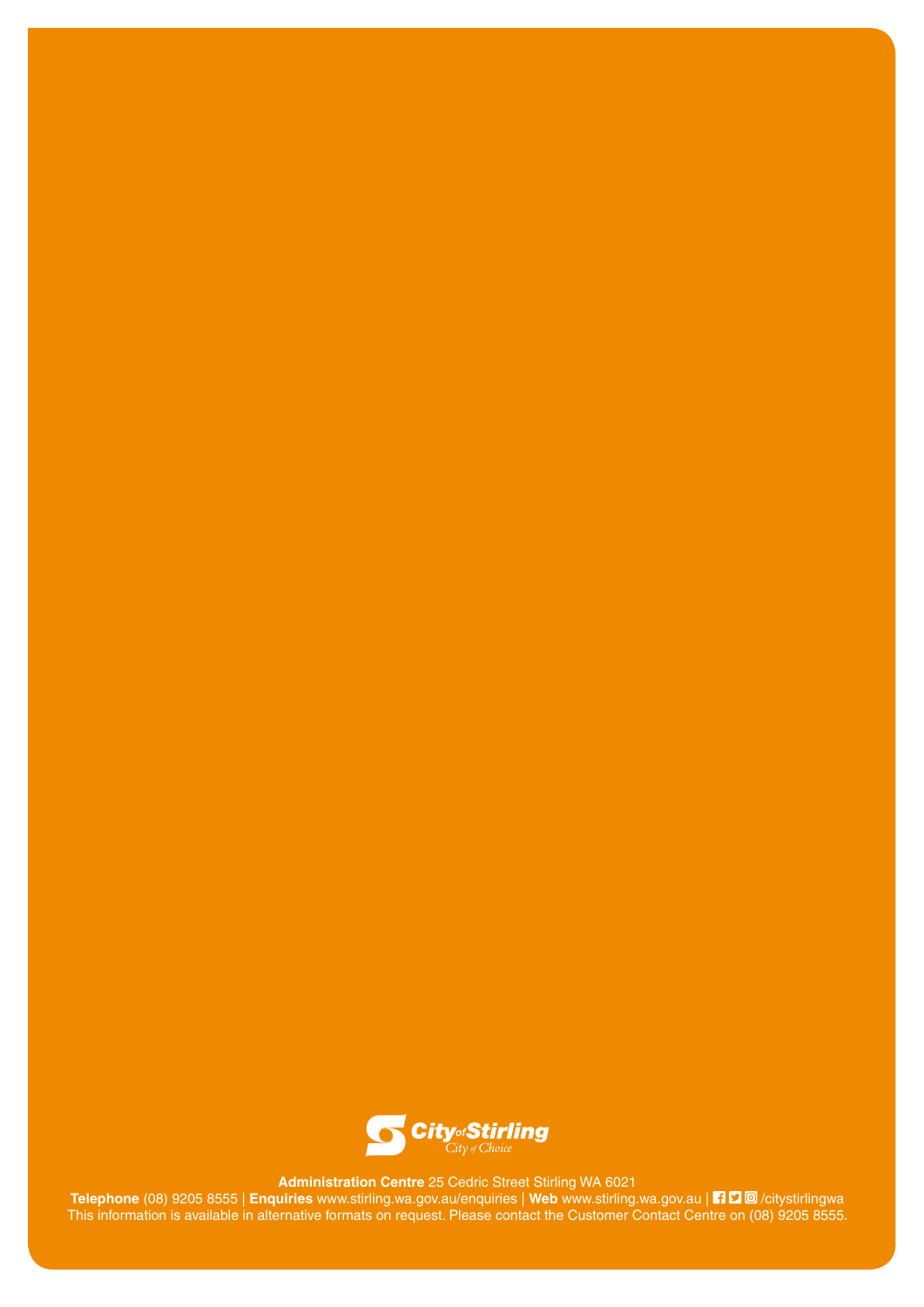City of Stirling
City of Choice

**Administration Centre** 25 Cedric Street Stirling WA 6021

**Telephone** (08) 9205 8555 | **Enquiries** www.stirling.wa.gov.au/enquiries | **Web** www.stirling.wa.gov.au | /citystirlingwa

This information is available in alternative formats on request. Please contact the Customer Contact Centre on (08) 9205 8555.